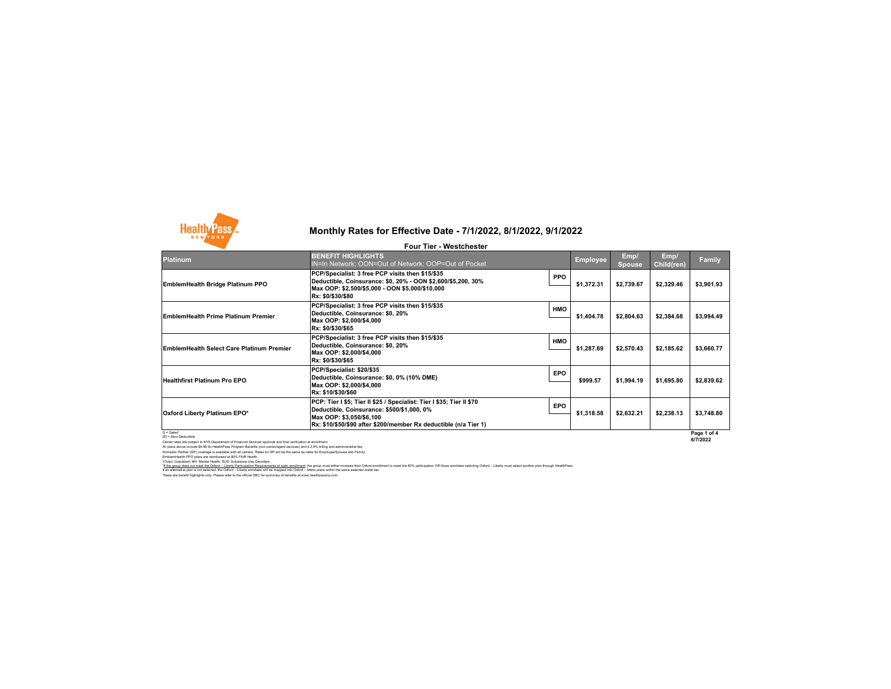# Monthly Rates for Effective Date - 7/1/2022, 8/1/2022, 9/1/2022

## Four Tier - Westchester

| Platinum | BENEFIT HIGHLIGHTS<br>IN=In Network; OON=Out of Network; OOP=Out of Pocket | | Employee | Emp/ Spouse | Emp/ Child(ren) | Family |
|---|---|---|---|---|---|---|
| EmblemHealth Bridge Platinum PPO | PCP/Specialist: 3 free PCP visits then $15/$35<br>Deductible, Coinsurance: $0, 20% - OON $2,600/$5,200, 30%<br>Max OOP: $2,500/$5,000 - OON $5,000/$10,000<br>Rx: $0/$30/$80 | PPO | $1,372.31 | $2,739.67 | $2,329.46 | $3,901.93 |
| EmblemHealth Prime Platinum Premier | PCP/Specialist: 3 free PCP visits then $15/$35<br>Deductible, Coinsurance: $0, 20%<br>Max OOP: $2,000/$4,000<br>Rx: $0/$30/$65 | HMO | $1,404.78 | $2,804.63 | $2,384.68 | $3,994.49 |
| EmblemHealth Select Care Platinum Premier | PCP/Specialist: 3 free PCP visits then $15/$35<br>Deductible, Coinsurance: $0, 20%<br>Max OOP: $2,000/$4,000<br>Rx: $0/$30/$65 | HMO | $1,287.69 | $2,570.43 | $2,185.62 | $3,660.77 |
| Healthfirst Platinum Pro EPO | PCP/Specialist: $20/$35<br>Deductible, Coinsurance: $0, 0% (10% DME)<br>Max OOP: $2,000/$4,000<br>Rx: $10/$30/$60 | EPO | $999.57 | $1,994.19 | $1,695.80 | $2,839.62 |
| Oxford Liberty Platinum EPO* | PCP: Tier I $5; Tier II $25 / Specialist: Tier I $35; Tier II $70<br>Deductible, Coinsurance: $500/$1,000, 0%<br>Max OOP: $3,050/$6,100<br>Rx: $10/$50/$90 after $200/member Rx deductible (n/a Tier 1) | EPO | $1,318.58 | $2,632.21 | $2,238.13 | $3,748.80 |

G = Gated
ZD = Zero Deductible
Carrier rates are subject to NYS Department of Financial Services approval and final verification at enrollment.
All plans above include $4.95 for HealthPass Program Benefits (non-carrier/agent services) and a 2.9% billing and administrative fee.
Domestic Partner (DP) coverage is available with all carriers. Rates for DP will be the same as rates for Employee/Spouse and Family.
EmblemHealth PPO plans are reimbursed at 80% FAIR Health.
*Outpt: Outpatient, MH: Mental Health, SUD: Substance Use Disorders
*If the group does not meet the Oxford – Liberty Participation Requirements at open enrollment: the group must either increase their Oxford enrollment to meet the 60% participation OR those enrollees selecting Oxford – Liberty must select another plan through HealthPass.
If an alternative plan is not selected, the Oxford – Liberty enrollees will be mapped into Oxford – Metro plans within the same selected metal tier.
These are benefit highlights only. Please refer to the official SBC for summary of benefits at www.healthpassny.com.

6/7/2022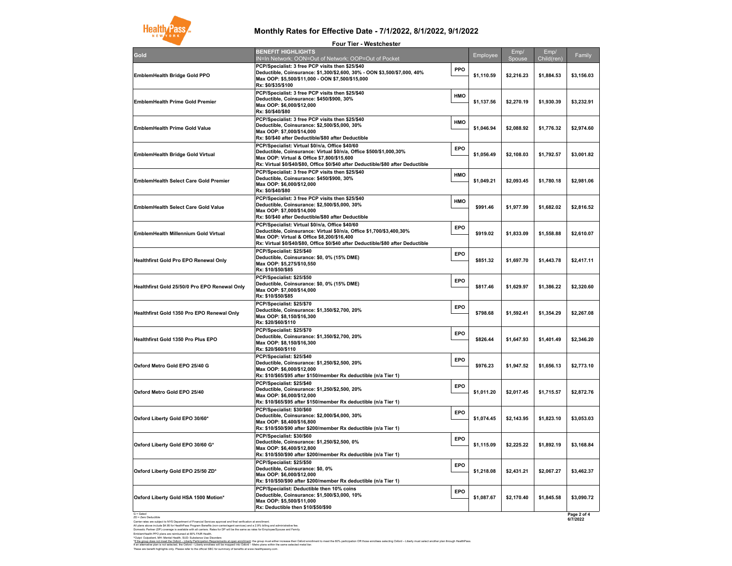# Monthly Rates for Effective Date - 7/1/2022, 8/1/2022, 9/1/2022

**Four Tier - Westchester**

| Gold | BENEFIT HIGHLIGHTS IN=In Network; OON=Out of Network; OOP=Out of Pocket | | Employee | Emp/ Spouse | Emp/ Child(ren) | Family |
|---|---|---|---|---|---|---|
| EmblemHealth Bridge Gold PPO | PCP/Specialist: 3 free PCP visits then $25/$40<br>Deductible, Coinsurance: $1,300/$2,600, 30% - OON $3,500/$7,000, 40%<br>Max OOP: $5,500/$11,000 - OON $7,500/$15,000<br>Rx: $0/$35/$100 | PPO | $1,110.59 | $2,216.23 | $1,884.53 | $3,156.03 |
| EmblemHealth Prime Gold Premier | PCP/Specialist: 3 free PCP visits then $25/$40<br>Deductible, Coinsurance: $450/$900, 30%<br>Max OOP: $6,000/$12,000<br>Rx: $0/$40/$80 | HMO | $1,137.56 | $2,270.19 | $1,930.39 | $3,232.91 |
| EmblemHealth Prime Gold Value | PCP/Specialist: 3 free PCP visits then $25/$40<br>Deductible, Coinsurance: $2,500/$5,000, 30%<br>Max OOP: $7,000/$14,000<br>Rx: $0/$40 after Deductible/$80 after Deductible | HMO | $1,046.94 | $2,088.92 | $1,776.32 | $2,974.60 |
| EmblemHealth Bridge Gold Virtual | PCP/Specialist: Virtual $0/n/a, Office $40/60<br>Deductible, Coinsurance: Virtual $0/n/a, Office $500/$1,000,30%<br>Max OOP: Virtual & Office $7,800/$15,600<br>Rx: Virtual $0/$40/$80, Office $0/$40 after Deductible/$80 after Deductible | EPO | $1,056.49 | $2,108.03 | $1,792.57 | $3,001.82 |
| EmblemHealth Select Care Gold Premier | PCP/Specialist: 3 free PCP visits then $25/$40<br>Deductible, Coinsurance: $450/$900, 30%<br>Max OOP: $6,000/$12,000<br>Rx: $0/$40/$80 | HMO | $1,049.21 | $2,093.45 | $1,780.18 | $2,981.06 |
| EmblemHealth Select Care Gold Value | PCP/Specialist: 3 free PCP visits then $25/$40<br>Deductible, Coinsurance: $2,500/$5,000, 30%<br>Max OOP: $7,000/$14,000<br>Rx: $0/$40 after Deductible/$80 after Deductible | HMO | $991.46 | $1,977.99 | $1,682.02 | $2,816.52 |
| EmblemHealth Millennium Gold Virtual | PCP/Specialist: Virtual $0/n/a, Office $40/60<br>Deductible, Coinsurance: Virtual $0/n/a, Office $1,700/$3,400,30%<br>Max OOP: Virtual & Office $8,200/$16,400<br>Rx: Virtual $0/$40/$80, Office $0/$40 after Deductible/$80 after Deductible | EPO | $919.02 | $1,833.09 | $1,558.88 | $2,610.07 |
| Healthfirst Gold Pro EPO Renewal Only | PCP/Specialist: $25/$40<br>Deductible, Coinsurance: $0, 0% (15% DME)<br>Max OOP: $5,275/$10,550<br>Rx: $10/$50/$85 | EPO | $851.32 | $1,697.70 | $1,443.78 | $2,417.11 |
| Healthfirst Gold 25/50/0 Pro EPO Renewal Only | PCP/Specialist: $25/$50<br>Deductible, Coinsurance: $0, 0% (15% DME)<br>Max OOP: $7,000/$14,000<br>Rx: $10/$50/$85 | EPO | $817.46 | $1,629.97 | $1,386.22 | $2,320.60 |
| Healthfirst Gold 1350 Pro EPO Renewal Only | PCP/Specialist: $25/$70<br>Deductible, Coinsurance: $1,350/$2,700, 20%<br>Max OOP: $8,150/$16,300<br>Rx: $20/$60/$110 | EPO | $798.68 | $1,592.41 | $1,354.29 | $2,267.08 |
| Healthfirst Gold 1350 Pro Plus EPO | PCP/Specialist: $25/$70<br>Deductible, Coinsurance: $1,350/$2,700, 20%<br>Max OOP: $8,150/$16,300<br>Rx: $20/$60/$110 | EPO | $826.44 | $1,647.93 | $1,401.49 | $2,346.20 |
| Oxford Metro Gold EPO 25/40 G | PCP/Specialist: $25/$40<br>Deductible, Coinsurance: $1,250/$2,500, 20%<br>Max OOP: $6,000/$12,000<br>Rx: $10/$65/$95 after $150/member Rx deductible (n/a Tier 1) | EPO | $976.23 | $1,947.52 | $1,656.13 | $2,773.10 |
| Oxford Metro Gold EPO 25/40 | PCP/Specialist: $25/$40<br>Deductible, Coinsurance: $1,250/$2,500, 20%<br>Max OOP: $6,000/$12,000<br>Rx: $10/$65/$95 after $150/member Rx deductible (n/a Tier 1) | EPO | $1,011.20 | $2,017.45 | $1,715.57 | $2,872.76 |
| Oxford Liberty Gold EPO 30/60* | PCP/Specialist: $30/$60<br>Deductible, Coinsurance: $2,000/$4,000, 30%<br>Max OOP: $8,400/$16,800<br>Rx: $10/$50/$90 after $200/member Rx deductible (n/a Tier 1) | EPO | $1,074.45 | $2,143.95 | $1,823.10 | $3,053.03 |
| Oxford Liberty Gold EPO 30/60 G* | PCP/Specialist: $30/$60<br>Deductible, Coinsurance: $1,250/$2,500, 0%<br>Max OOP: $6,400/$12,800<br>Rx: $10/$50/$90 after $200/member Rx deductible (n/a Tier 1) | EPO | $1,115.09 | $2,225.22 | $1,892.19 | $3,168.84 |
| Oxford Liberty Gold EPO 25/50 ZD* | PCP/Specialist: $25/$50<br>Deductible, Coinsurance: $0, 0%<br>Max OOP: $6,000/$12,000<br>Rx: $10/$50/$90 after $200/member Rx deductible (n/a Tier 1) | EPO | $1,218.08 | $2,431.21 | $2,067.27 | $3,462.37 |
| Oxford Liberty Gold HSA 1500 Motion* | PCP/Specialist: Deductible then 10% coins<br>Deductible, Coinsurance: $1,500/$3,000, 10%<br>Max OOP: $5,500/$11,000<br>Rx: Deductible then $10/$50/$90 | EPO | $1,087.67 | $2,170.40 | $1,845.58 | $3,090.72 |

G = Gated
ZD = Zero Deductible
Carrier rates are subject to NYS Department of Financial Services approval and final verification at enrollment.
All plans above include $4.95 for HealthPass Program Benefits (non-carrier/agent services) and a 2.9% billing and administrative fee.
Domestic Partner (DP) coverage is available with all carriers. Rates for DP will be the same as rates for Employee/Spouse and Family.
EmblemHealth PPO plans are reimbursed at 80% FAIR Health.
*Outpt: Outpatient, MH: Mental Health, SUD: Substance Use Disorders
*If the group does not meet the Oxford – Liberty Participation Requirements at open enrollment: the group must either increase their Oxford enrollment to meet the 60% participation OR those enrollees selecting Oxford – Liberty must select another plan through HealthPass.
If an alternative plan is not selected, the Oxford – Liberty enrollees will be mapped into Oxford – Metro plans within the same selected metal tier.
These are benefit highlights only. Please refer to the official SBC for summary of benefits at www.healthpassny.com.

6/7/2022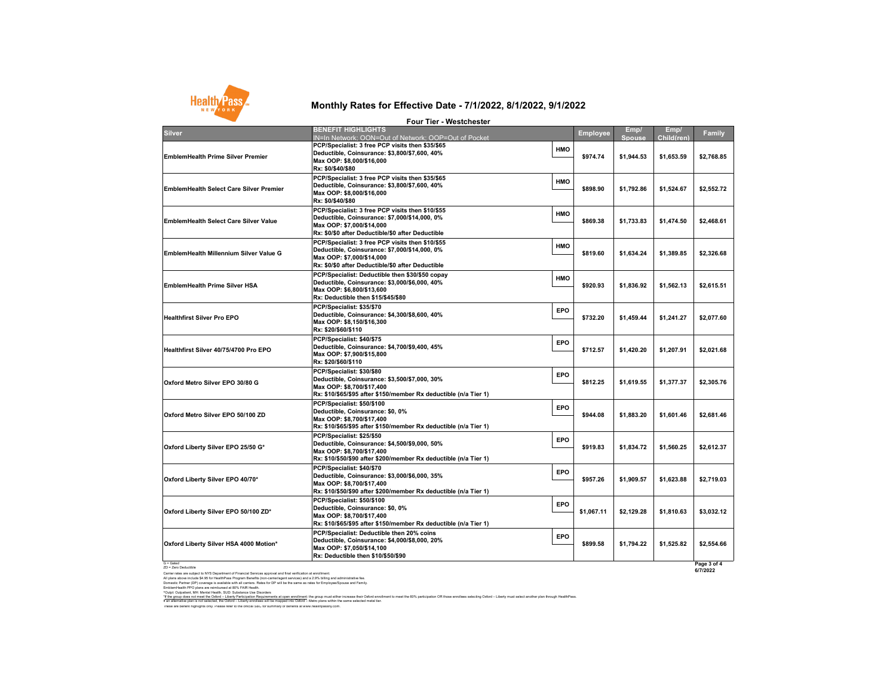# Monthly Rates for Effective Date - 7/1/2022, 8/1/2022, 9/1/2022

## Four Tier - Westchester

| Silver | BENEFIT HIGHLIGHTS<br>IN=In Network; OON=Out of Network; OOP=Out of Pocket | | Employee | Emp/ Spouse | Emp/ Child(ren) | Family |
|---|---|---|---|---|---|---|
| EmblemHealth Prime Silver Premier | PCP/Specialist: 3 free PCP visits then $35/$65<br>Deductible, Coinsurance: $3,800/$7,600, 40%<br>Max OOP: $8,000/$16,000<br>Rx: $0/$40/$80 | HMO | $974.74 | $1,944.53 | $1,653.59 | $2,768.85 |
| EmblemHealth Select Care Silver Premier | PCP/Specialist: 3 free PCP visits then $35/$65<br>Deductible, Coinsurance: $3,800/$7,600, 40%<br>Max OOP: $8,000/$16,000<br>Rx: $0/$40/$80 | HMO | $898.90 | $1,792.86 | $1,524.67 | $2,552.72 |
| EmblemHealth Select Care Silver Value | PCP/Specialist: 3 free PCP visits then $10/$55<br>Deductible, Coinsurance: $7,000/$14,000, 0%<br>Max OOP: $7,000/$14,000<br>Rx: $0/$0 after Deductible/$0 after Deductible | HMO | $869.38 | $1,733.83 | $1,474.50 | $2,468.61 |
| EmblemHealth Millennium Silver Value G | PCP/Specialist: 3 free PCP visits then $10/$55<br>Deductible, Coinsurance: $7,000/$14,000, 0%<br>Max OOP: $7,000/$14,000<br>Rx: $0/$0 after Deductible/$0 after Deductible | HMO | $819.60 | $1,634.24 | $1,389.85 | $2,326.68 |
| EmblemHealth Prime Silver HSA | PCP/Specialist: Deductible then $30/$50 copay<br>Deductible, Coinsurance: $3,000/$6,000, 40%<br>Max OOP: $6,800/$13,600<br>Rx: Deductible then $15/$45/$80 | HMO | $920.93 | $1,836.92 | $1,562.13 | $2,615.51 |
| Healthfirst Silver Pro EPO | PCP/Specialist: $35/$70<br>Deductible, Coinsurance: $4,300/$8,600, 40%<br>Max OOP: $8,150/$16,300<br>Rx: $20/$60/$110 | EPO | $732.20 | $1,459.44 | $1,241.27 | $2,077.60 |
| Healthfirst Silver 40/75/4700 Pro EPO | PCP/Specialist: $40/$75<br>Deductible, Coinsurance: $4,700/$9,400, 45%<br>Max OOP: $7,900/$15,800<br>Rx: $20/$60/$110 | EPO | $712.57 | $1,420.20 | $1,207.91 | $2,021.68 |
| Oxford Metro Silver EPO 30/80 G | PCP/Specialist: $30/$80<br>Deductible, Coinsurance: $3,500/$7,000, 30%<br>Max OOP: $8,700/$17,400<br>Rx: $10/$65/$95 after $150/member Rx deductible (n/a Tier 1) | EPO | $812.25 | $1,619.55 | $1,377.37 | $2,305.76 |
| Oxford Metro Silver EPO 50/100 ZD | PCP/Specialist: $50/$100<br>Deductible, Coinsurance: $0, 0%<br>Max OOP: $8,700/$17,400<br>Rx: $10/$65/$95 after $150/member Rx deductible (n/a Tier 1) | EPO | $944.08 | $1,883.20 | $1,601.46 | $2,681.46 |
| Oxford Liberty Silver EPO 25/50 G* | PCP/Specialist: $25/$50<br>Deductible, Coinsurance: $4,500/$9,000, 50%<br>Max OOP: $8,700/$17,400<br>Rx: $10/$50/$90 after $200/member Rx deductible (n/a Tier 1) | EPO | $919.83 | $1,834.72 | $1,560.25 | $2,612.37 |
| Oxford Liberty Silver EPO 40/70* | PCP/Specialist: $40/$70<br>Deductible, Coinsurance: $3,000/$6,000, 35%<br>Max OOP: $8,700/$17,400<br>Rx: $10/$50/$90 after $200/member Rx deductible (n/a Tier 1) | EPO | $957.26 | $1,909.57 | $1,623.88 | $2,719.03 |
| Oxford Liberty Silver EPO 50/100 ZD* | PCP/Specialist: $50/$100<br>Deductible, Coinsurance: $0, 0%<br>Max OOP: $8,700/$17,400<br>Rx: $10/$65/$95 after $150/member Rx deductible (n/a Tier 1) | EPO | $1,067.11 | $2,129.28 | $1,810.63 | $3,032.12 |
| Oxford Liberty Silver HSA 4000 Motion* | PCP/Specialist: Deductible then 20% coins<br>Deductible, Coinsurance: $4,000/$8,000, 20%<br>Max OOP: $7,050/$14,100<br>Rx: Deductible then $10/$50/$90 | EPO | $899.58 | $1,794.22 | $1,525.82 | $2,554.66 |

G = Gated
ZD = Zero Deductible

6/7/2022

Carrier rates are subject to NYS Department of Financial Services approval and final verification at enrollment.
All plans above include $4.95 for HealthPass Program Benefits (non-carrier/agent services) and a 2.9% billing and administrative fee.
Domestic Partner (DP) coverage is available with all carriers. Rates for DP will be the same as rates for Employee/Spouse and Family.
EmblemHealth PPO plans are reimbursed at 80% FAIR Health.
*Outpt: Outpatient, MH: Mental Health, SUD: Substance Use Disorders
*If the group does not meet the Oxford – Liberty Participation Requirements at open enrollment the group must either increase their Oxford enrollment to meet the 60% participation OR those enrollees selecting Oxford – Liberty must select another plan through HealthPass.
If an alternative plan is not selected, the Oxford – Liberty enrollees will be mapped into Oxford – Metro plans within the same selected metal tier.
These are benefit highlights only. Please refer to the official SBC for summary of benefits at www.healthpassny.com.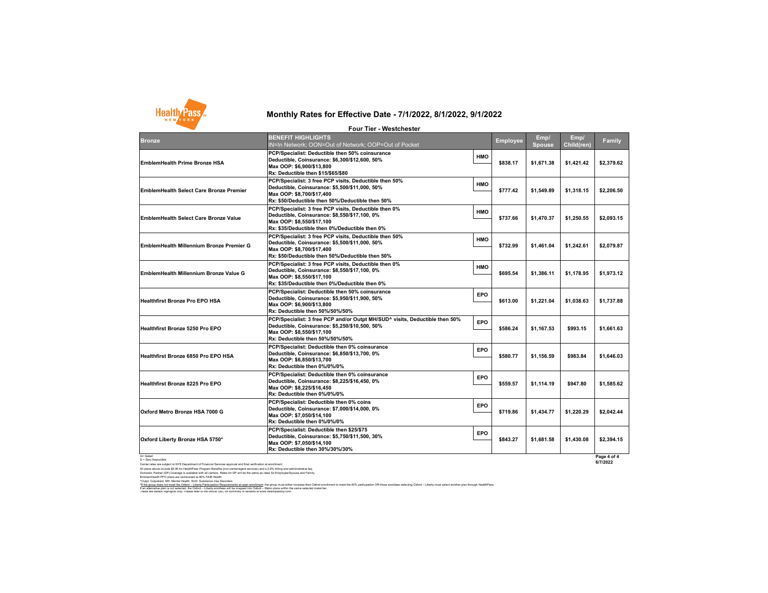# Monthly Rates for Effective Date - 7/1/2022, 8/1/2022, 9/1/2022

## Four Tier - Westchester

| Bronze | BENEFIT HIGHLIGHTS IN=In Network; OON=Out of Network; OOP=Out of Pocket | | Employee | Emp/ Spouse | Emp/ Child(ren) | Family |
|---|---|---|---|---|---|---|
| EmblemHealth Prime Bronze HSA | PCP/Specialist: Deductible then 50% coinsurance<br>Deductible, Coinsurance: $6,300/$12,600, 50%<br>Max OOP: $6,900/$13,800<br>Rx: Deductible then $15/$65/$80 | HMO | $838.17 | $1,671.38 | $1,421.42 | $2,379.62 |
| EmblemHealth Select Care Bronze Premier | PCP/Specialist: 3 free PCP visits, Deductible then 50%<br>Deductible, Coinsurance: $5,500/$11,000, 50%<br>Max OOP: $8,700/$17,400<br>Rx: $50/Deductible then 50%/Deductible then 50% | HMO | $777.42 | $1,549.89 | $1,318.15 | $2,206.50 |
| EmblemHealth Select Care Bronze Value | PCP/Specialist: 3 free PCP visits, Deductible then 0%<br>Deductible, Coinsurance: $8,550/$17,100, 0%<br>Max OOP: $8,550/$17,100<br>Rx: $35/Deductible then 0%/Deductible then 0% | HMO | $737.66 | $1,470.37 | $1,250.55 | $2,093.15 |
| EmblemHealth Millennium Bronze Premier G | PCP/Specialist: 3 free PCP visits, Deductible then 50%<br>Deductible, Coinsurance: $5,500/$11,000, 50%<br>Max OOP: $8,700/$17,400<br>Rx: $50/Deductible then 50%/Deductible then 50% | HMO | $732.99 | $1,461.04 | $1,242.61 | $2,079.87 |
| EmblemHealth Millennium Bronze Value G | PCP/Specialist: 3 free PCP visits, Deductible then 0%<br>Deductible, Coinsurance: $8,550/$17,100, 0%<br>Max OOP: $8,550/$17,100<br>Rx: $35/Deductible then 0%/Deductible then 0% | HMO | $695.54 | $1,386.11 | $1,178.95 | $1,973.12 |
| Healthfirst Bronze Pro EPO HSA | PCP/Specialist: Deductible then 50% coinsurance<br>Deductible, Coinsurance: $5,950/$11,900, 50%<br>Max OOP: $6,900/$13,800<br>Rx: Deductible then 50%/50%/50% | EPO | $613.00 | $1,221.04 | $1,038.63 | $1,737.88 |
| Healthfirst Bronze 5250 Pro EPO | PCP/Specialist: 3 free PCP and/or Outpt MH/SUD^ visits, Deductible then 50%<br>Deductible, Coinsurance: $5,250/$10,500, 50%<br>Max OOP: $8,550/$17,100<br>Rx: Deductible then 50%/50%/50% | EPO | $586.24 | $1,167.53 | $993.15 | $1,661.63 |
| Healthfirst Bronze 6850 Pro EPO HSA | PCP/Specialist: Deductible then 0% coinsurance<br>Deductible, Coinsurance: $6,850/$13,700, 0%<br>Max OOP: $6,850/$13,700<br>Rx: Deductible then 0%/0%/0% | EPO | $580.77 | $1,156.59 | $983.84 | $1,646.03 |
| Healthfirst Bronze 8225 Pro EPO | PCP/Specialist: Deductible then 0% coinsurance<br>Deductible, Coinsurance: $8,225/$16,450, 0%<br>Max OOP: $8,225/$16,450<br>Rx: Deductible then 0%/0%/0% | EPO | $559.57 | $1,114.19 | $947.80 | $1,585.62 |
| Oxford Metro Bronze HSA 7000 G | PCP/Specialist: Deductible then 0% coins<br>Deductible, Coinsurance: $7,000/$14,000, 0%<br>Max OOP: $7,050/$14,100<br>Rx: Deductible then 0%/0%/0% | EPO | $719.86 | $1,434.77 | $1,220.29 | $2,042.44 |
| Oxford Liberty Bronze HSA 5750* | PCP/Specialist: Deductible then $25/$75<br>Deductible, Coinsurance: $5,750/$11,500, 30%<br>Max OOP: $7,050/$14,100<br>Rx: Deductible then 30%/30%/30% | EPO | $843.27 | $1,681.58 | $1,430.08 | $2,394.15 |

G= Gated
D = Zero Deductible
Carrier rates are subject to NYS Department of Financial Services approval and final verification at enrollment.
All plans above include $4.95 for HealthPass Program Benefits (non-carrier/agent services) and a 2.9% billing and administrative fee.
Domestic Partner (DP) coverage is available with all carriers. Rates for DP will be the same as rates for Employee/Spouse and Family.
EmblemHealth PPO plans are reimbursed at 80% FAIR Health.
^Outpt: Outpatient, MH: Mental Health, SUD: Substance Use Disorders
*If the group does not meet the Oxford – Liberty Participation Requirements at open enrollment: the group must either increase their Oxford enrollment to meet the 60% participation OR those enrollees selecting Oxford – Liberty must select another plan through HealthPass.
If an alternative plan is not selected, the Oxford – Liberty enrollees will be mapped into Oxford – Metro plans within the same selected metal tier.
These are benefit highlights only. Please refer to the official SBC for summary of benefits at www.healthpassny.com.

6/7/2022